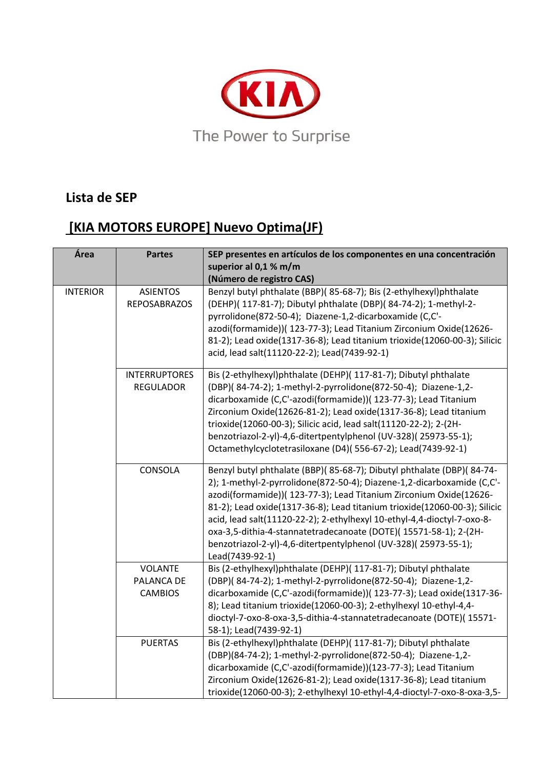KIA

The Power to Surprise

## Lista de SEP

## [KIA MOTORS EUROPE] Nuevo Optima(JF)

| Área | Partes | SEP presentes en artículos de los componentes en una concentración superior al 0,1 % m/m (Número de registro CAS) |
|---|---|---|
| INTERIOR | ASIENTOS REPOSABRAZOS | Benzyl butyl phthalate (BBP)( 85-68-7); Bis (2-ethylhexyl)phthalate (DEHP)( 117-81-7); Dibutyl phthalate (DBP)( 84-74-2); 1-methyl-2-pyrrolidone(872-50-4); Diazene-1,2-dicarboxamide (C,C'-azodi(formamide))( 123-77-3); Lead Titanium Zirconium Oxide(12626-81-2); Lead oxide(1317-36-8); Lead titanium trioxide(12060-00-3); Silicic acid, lead salt(11120-22-2); Lead(7439-92-1) |
| | INTERRUPTORES REGULADOR | Bis (2-ethylhexyl)phthalate (DEHP)( 117-81-7); Dibutyl phthalate (DBP)( 84-74-2); 1-methyl-2-pyrrolidone(872-50-4); Diazene-1,2-dicarboxamide (C,C'-azodi(formamide))( 123-77-3); Lead Titanium Zirconium Oxide(12626-81-2); Lead oxide(1317-36-8); Lead titanium trioxide(12060-00-3); Silicic acid, lead salt(11120-22-2); 2-(2H-benzotriazol-2-yl)-4,6-ditertpentylphenol (UV-328)( 25973-55-1); Octamethylcyclotetrasiloxane (D4)( 556-67-2); Lead(7439-92-1) |
| | CONSOLA | Benzyl butyl phthalate (BBP)( 85-68-7); Dibutyl phthalate (DBP)( 84-74-2); 1-methyl-2-pyrrolidone(872-50-4); Diazene-1,2-dicarboxamide (C,C'-azodi(formamide))( 123-77-3); Lead Titanium Zirconium Oxide(12626-81-2); Lead oxide(1317-36-8); Lead titanium trioxide(12060-00-3); Silicic acid, lead salt(11120-22-2); 2-ethylhexyl 10-ethyl-4,4-dioctyl-7-oxo-8-oxa-3,5-dithia-4-stannatetradecanoate (DOTE)( 15571-58-1); 2-(2H-benzotriazol-2-yl)-4,6-ditertpentylphenol (UV-328)( 25973-55-1); Lead(7439-92-1) |
| | VOLANTE PALANCA DE CAMBIOS | Bis (2-ethylhexyl)phthalate (DEHP)( 117-81-7); Dibutyl phthalate (DBP)( 84-74-2); 1-methyl-2-pyrrolidone(872-50-4); Diazene-1,2-dicarboxamide (C,C'-azodi(formamide))( 123-77-3); Lead oxide(1317-36-8); Lead titanium trioxide(12060-00-3); 2-ethylhexyl 10-ethyl-4,4-dioctyl-7-oxo-8-oxa-3,5-dithia-4-stannatetradecanoate (DOTE)( 15571-58-1); Lead(7439-92-1) |
| | PUERTAS | Bis (2-ethylhexyl)phthalate (DEHP)( 117-81-7); Dibutyl phthalate (DBP)(84-74-2); 1-methyl-2-pyrrolidone(872-50-4); Diazene-1,2-dicarboxamide (C,C'-azodi(formamide))(123-77-3); Lead Titanium Zirconium Oxide(12626-81-2); Lead oxide(1317-36-8); Lead titanium trioxide(12060-00-3); 2-ethylhexyl 10-ethyl-4,4-dioctyl-7-oxo-8-oxa-3,5- |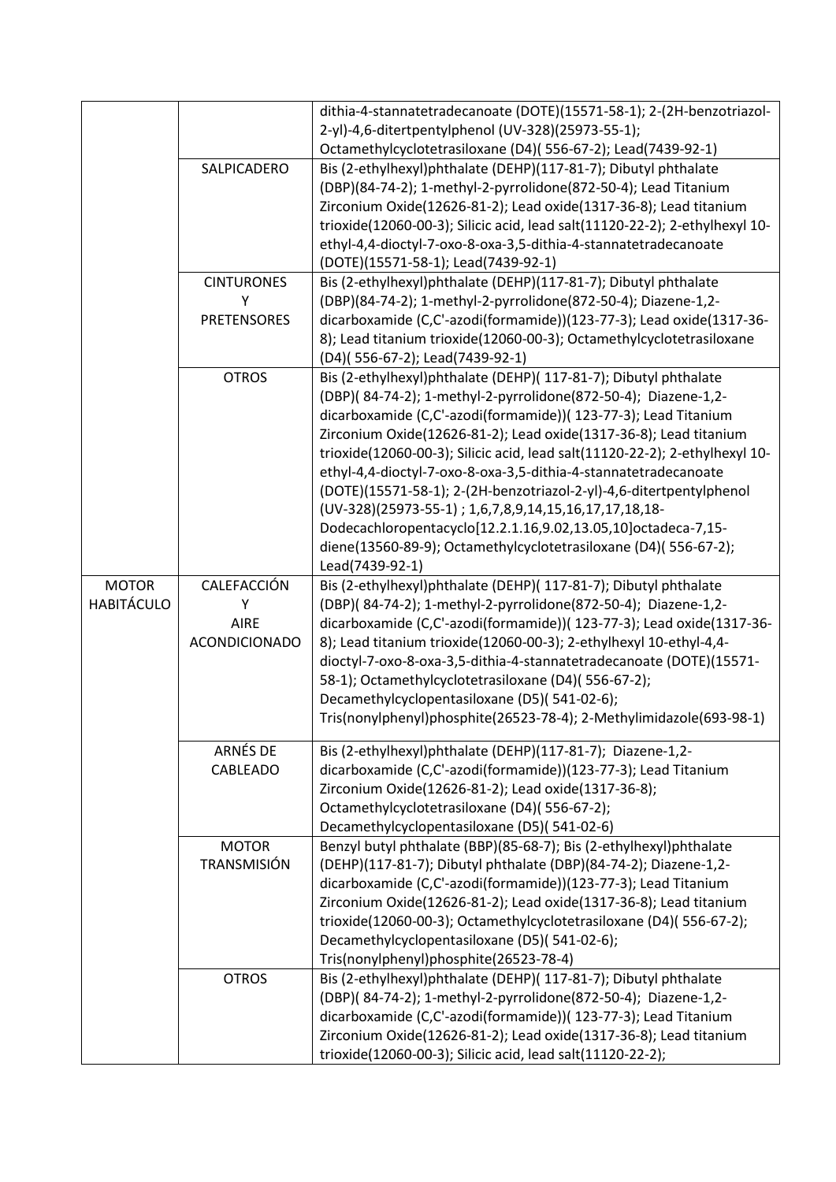| | | |
|---|---|---|
| | | dithia-4-stannatetradecanoate (DOTE)(15571-58-1); 2-(2H-benzotriazol-2-yl)-4,6-ditertpentylphenol (UV-328)(25973-55-1); Octamethylcyclotetrasiloxane (D4)( 556-67-2); Lead(7439-92-1) |
| | SALPICADERO | Bis (2-ethylhexyl)phthalate (DEHP)(117-81-7); Dibutyl phthalate (DBP)(84-74-2); 1-methyl-2-pyrrolidone(872-50-4); Lead Titanium Zirconium Oxide(12626-81-2); Lead oxide(1317-36-8); Lead titanium trioxide(12060-00-3); Silicic acid, lead salt(11120-22-2); 2-ethylhexyl 10-ethyl-4,4-dioctyl-7-oxo-8-oxa-3,5-dithia-4-stannatetradecanoate (DOTE)(15571-58-1); Lead(7439-92-1) |
| | CINTURONES Y PRETENSORES | Bis (2-ethylhexyl)phthalate (DEHP)(117-81-7); Dibutyl phthalate (DBP)(84-74-2); 1-methyl-2-pyrrolidone(872-50-4); Diazene-1,2-dicarboxamide (C,C'-azodi(formamide))(123-77-3); Lead oxide(1317-36-8); Lead titanium trioxide(12060-00-3); Octamethylcyclotetrasiloxane (D4)( 556-67-2); Lead(7439-92-1) |
| | OTROS | Bis (2-ethylhexyl)phthalate (DEHP)( 117-81-7); Dibutyl phthalate (DBP)( 84-74-2); 1-methyl-2-pyrrolidone(872-50-4); Diazene-1,2-dicarboxamide (C,C'-azodi(formamide))( 123-77-3); Lead Titanium Zirconium Oxide(12626-81-2); Lead oxide(1317-36-8); Lead titanium trioxide(12060-00-3); Silicic acid, lead salt(11120-22-2); 2-ethylhexyl 10-ethyl-4,4-dioctyl-7-oxo-8-oxa-3,5-dithia-4-stannatetradecanoate (DOTE)(15571-58-1); 2-(2H-benzotriazol-2-yl)-4,6-ditertpentylphenol (UV-328)(25973-55-1) ; 1,6,7,8,9,14,15,16,17,17,18,18-Dodecachloropentacyclo[12.2.1.16,9.02,13.05,10]octadeca-7,15-diene(13560-89-9); Octamethylcyclotetrasiloxane (D4)( 556-67-2); Lead(7439-92-1) |
| MOTOR HABITÁCULO | CALEFACCIÓN Y AIRE ACONDICIONADO | Bis (2-ethylhexyl)phthalate (DEHP)( 117-81-7); Dibutyl phthalate (DBP)( 84-74-2); 1-methyl-2-pyrrolidone(872-50-4); Diazene-1,2-dicarboxamide (C,C'-azodi(formamide))( 123-77-3); Lead oxide(1317-36-8); Lead titanium trioxide(12060-00-3); 2-ethylhexyl 10-ethyl-4,4-dioctyl-7-oxo-8-oxa-3,5-dithia-4-stannatetradecanoate (DOTE)(15571-58-1); Octamethylcyclotetrasiloxane (D4)( 556-67-2); Decamethylcyclopentasiloxane (D5)( 541-02-6); Tris(nonylphenyl)phosphite(26523-78-4); 2-Methylimidazole(693-98-1) |
| | ARNÉS DE CABLEADO | Bis (2-ethylhexyl)phthalate (DEHP)(117-81-7); Diazene-1,2-dicarboxamide (C,C'-azodi(formamide))(123-77-3); Lead Titanium Zirconium Oxide(12626-81-2); Lead oxide(1317-36-8); Octamethylcyclotetrasiloxane (D4)( 556-67-2); Decamethylcyclopentasiloxane (D5)( 541-02-6) |
| | MOTOR TRANSMISIÓN | Benzyl butyl phthalate (BBP)(85-68-7); Bis (2-ethylhexyl)phthalate (DEHP)(117-81-7); Dibutyl phthalate (DBP)(84-74-2); Diazene-1,2-dicarboxamide (C,C'-azodi(formamide))(123-77-3); Lead Titanium Zirconium Oxide(12626-81-2); Lead oxide(1317-36-8); Lead titanium trioxide(12060-00-3); Octamethylcyclotetrasiloxane (D4)( 556-67-2); Decamethylcyclopentasiloxane (D5)( 541-02-6); Tris(nonylphenyl)phosphite(26523-78-4) |
| | OTROS | Bis (2-ethylhexyl)phthalate (DEHP)( 117-81-7); Dibutyl phthalate (DBP)( 84-74-2); 1-methyl-2-pyrrolidone(872-50-4); Diazene-1,2-dicarboxamide (C,C'-azodi(formamide))( 123-77-3); Lead Titanium Zirconium Oxide(12626-81-2); Lead oxide(1317-36-8); Lead titanium trioxide(12060-00-3); Silicic acid, lead salt(11120-22-2); |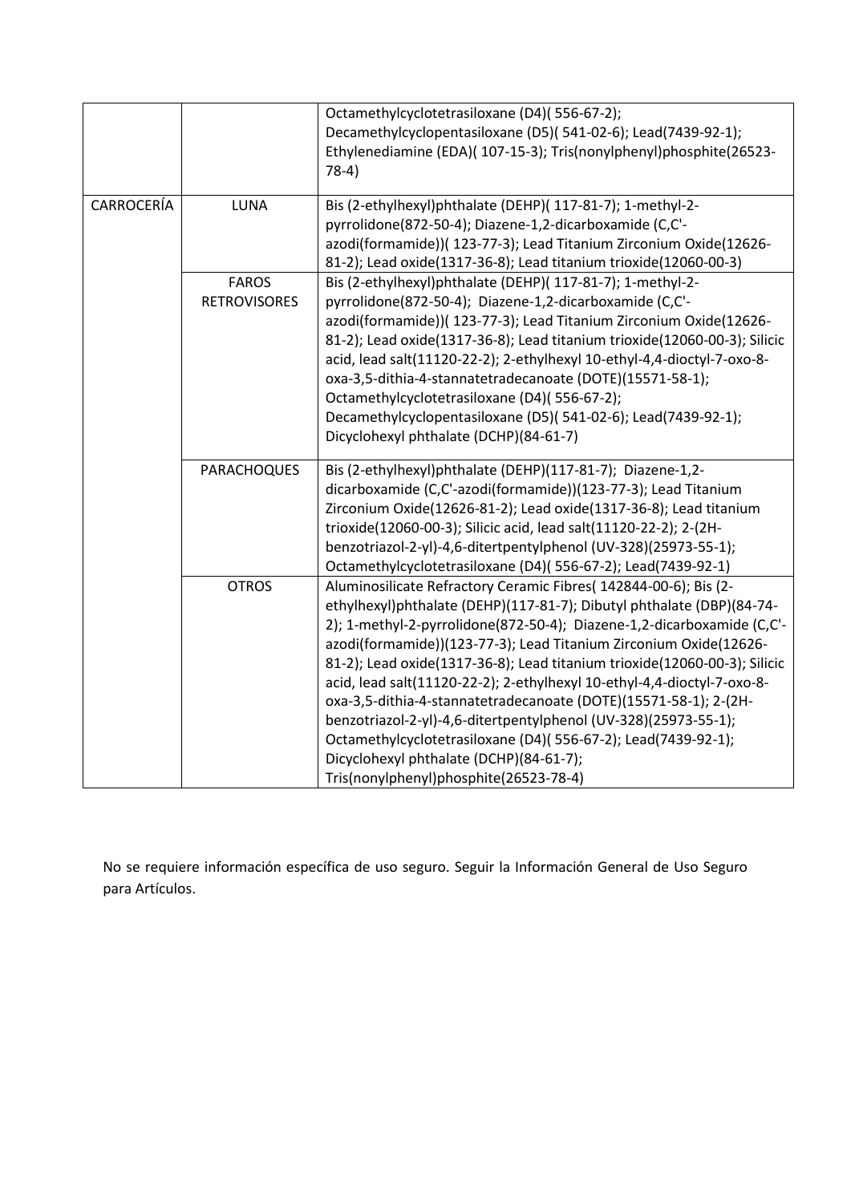| | | |
|---|---|---|
| | | Octamethylcyclotetrasiloxane (D4)( 556-67-2); Decamethylcyclopentasiloxane (D5)( 541-02-6); Lead(7439-92-1); Ethylenediamine (EDA)( 107-15-3); Tris(nonylphenyl)phosphite(26523-78-4) |
| CARROCERÍA | LUNA | Bis (2-ethylhexyl)phthalate (DEHP)( 117-81-7); 1-methyl-2-pyrrolidone(872-50-4); Diazene-1,2-dicarboxamide (C,C'-azodi(formamide))( 123-77-3); Lead Titanium Zirconium Oxide(12626-81-2); Lead oxide(1317-36-8); Lead titanium trioxide(12060-00-3) |
| | FAROS RETROVISORES | Bis (2-ethylhexyl)phthalate (DEHP)( 117-81-7); 1-methyl-2-pyrrolidone(872-50-4); Diazene-1,2-dicarboxamide (C,C'-azodi(formamide))( 123-77-3); Lead Titanium Zirconium Oxide(12626-81-2); Lead oxide(1317-36-8); Lead titanium trioxide(12060-00-3); Silicic acid, lead salt(11120-22-2); 2-ethylhexyl 10-ethyl-4,4-dioctyl-7-oxo-8-oxa-3,5-dithia-4-stannatetradecanoate (DOTE)(15571-58-1); Octamethylcyclotetrasiloxane (D4)( 556-67-2); Decamethylcyclopentasiloxane (D5)( 541-02-6); Lead(7439-92-1); Dicyclohexyl phthalate (DCHP)(84-61-7) |
| | PARACHOQUES | Bis (2-ethylhexyl)phthalate (DEHP)(117-81-7); Diazene-1,2-dicarboxamide (C,C'-azodi(formamide))(123-77-3); Lead Titanium Zirconium Oxide(12626-81-2); Lead oxide(1317-36-8); Lead titanium trioxide(12060-00-3); Silicic acid, lead salt(11120-22-2); 2-(2H-benzotriazol-2-yl)-4,6-ditertpentylphenol (UV-328)(25973-55-1); Octamethylcyclotetrasiloxane (D4)( 556-67-2); Lead(7439-92-1) |
| | OTROS | Aluminosilicate Refractory Ceramic Fibres( 142844-00-6); Bis (2-ethylhexyl)phthalate (DEHP)(117-81-7); Dibutyl phthalate (DBP)(84-74-2); 1-methyl-2-pyrrolidone(872-50-4); Diazene-1,2-dicarboxamide (C,C'-azodi(formamide))(123-77-3); Lead Titanium Zirconium Oxide(12626-81-2); Lead oxide(1317-36-8); Lead titanium trioxide(12060-00-3); Silicic acid, lead salt(11120-22-2); 2-ethylhexyl 10-ethyl-4,4-dioctyl-7-oxo-8-oxa-3,5-dithia-4-stannatetradecanoate (DOTE)(15571-58-1); 2-(2H-benzotriazol-2-yl)-4,6-ditertpentylphenol (UV-328)(25973-55-1); Octamethylcyclotetrasiloxane (D4)( 556-67-2); Lead(7439-92-1); Dicyclohexyl phthalate (DCHP)(84-61-7); Tris(nonylphenyl)phosphite(26523-78-4) |

No se requiere información específica de uso seguro. Seguir la Información General de Uso Seguro para Artículos.